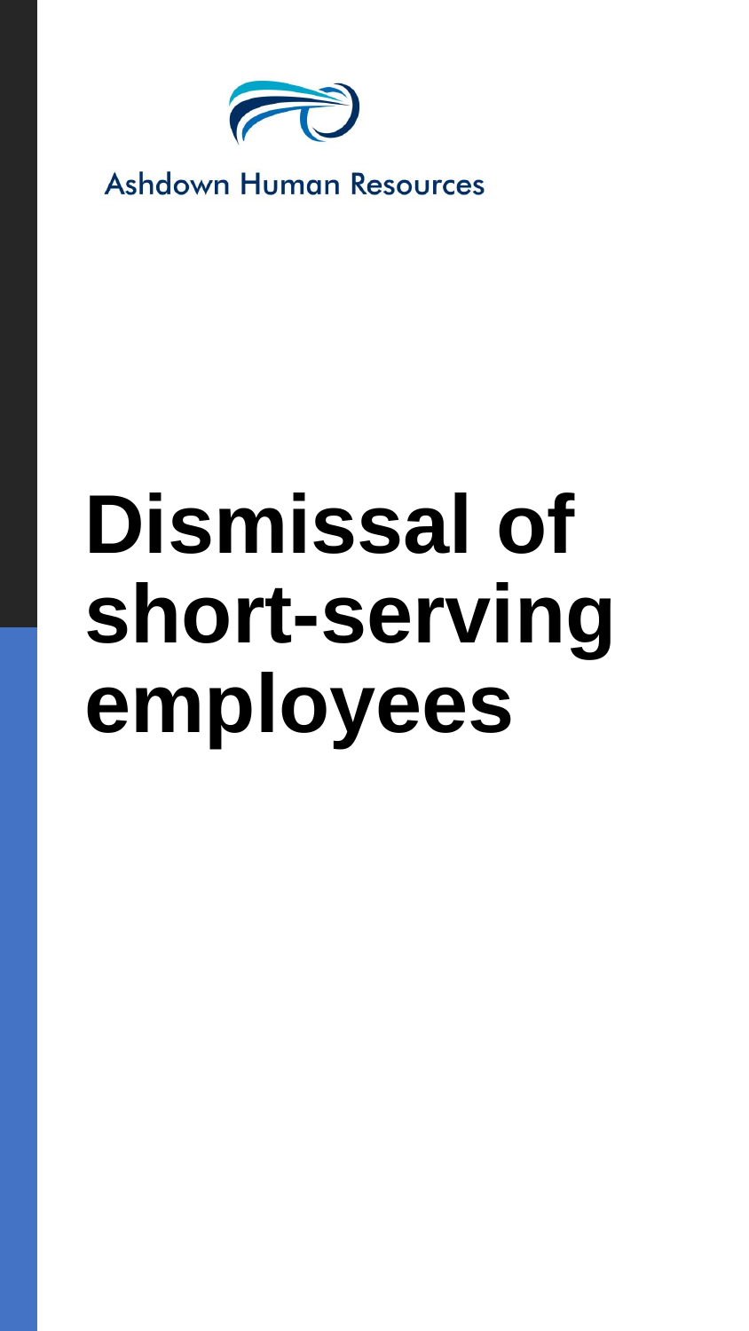Ashdown Human Resources

# Dismissal of short-serving employees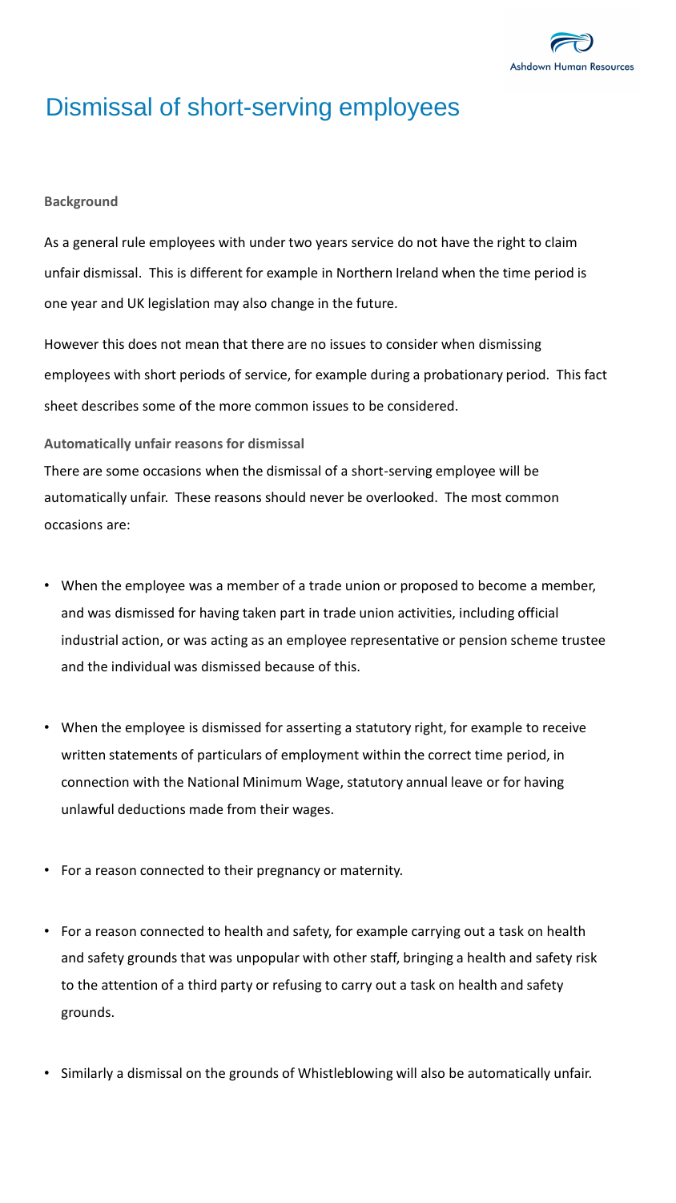# Dismissal of short-serving employees

**Background**

As a general rule employees with under two years service do not have the right to claim unfair dismissal. This is different for example in Northern Ireland when the time period is one year and UK legislation may also change in the future.

However this does not mean that there are no issues to consider when dismissing employees with short periods of service, for example during a probationary period. This fact sheet describes some of the more common issues to be considered.

**Automatically unfair reasons for dismissal**

There are some occasions when the dismissal of a short-serving employee will be automatically unfair. These reasons should never be overlooked. The most common occasions are:

- When the employee was a member of a trade union or proposed to become a member, and was dismissed for having taken part in trade union activities, including official industrial action, or was acting as an employee representative or pension scheme trustee and the individual was dismissed because of this.
- When the employee is dismissed for asserting a statutory right, for example to receive written statements of particulars of employment within the correct time period, in connection with the National Minimum Wage, statutory annual leave or for having unlawful deductions made from their wages.
- For a reason connected to their pregnancy or maternity.
- For a reason connected to health and safety, for example carrying out a task on health and safety grounds that was unpopular with other staff, bringing a health and safety risk to the attention of a third party or refusing to carry out a task on health and safety grounds.
- Similarly a dismissal on the grounds of Whistleblowing will also be automatically unfair.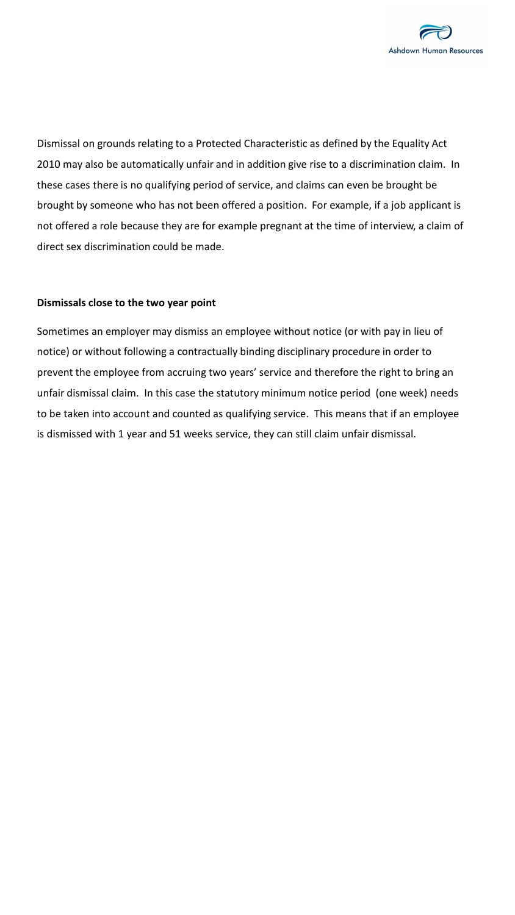Dismissal on grounds relating to a Protected Characteristic as defined by the Equality Act 2010 may also be automatically unfair and in addition give rise to a discrimination claim. In these cases there is no qualifying period of service, and claims can even be brought be brought by someone who has not been offered a position. For example, if a job applicant is not offered a role because they are for example pregnant at the time of interview, a claim of direct sex discrimination could be made.

**Dismissals close to the two year point**

Sometimes an employer may dismiss an employee without notice (or with pay in lieu of notice) or without following a contractually binding disciplinary procedure in order to prevent the employee from accruing two years' service and therefore the right to bring an unfair dismissal claim. In this case the statutory minimum notice period (one week) needs to be taken into account and counted as qualifying service. This means that if an employee is dismissed with 1 year and 51 weeks service, they can still claim unfair dismissal.